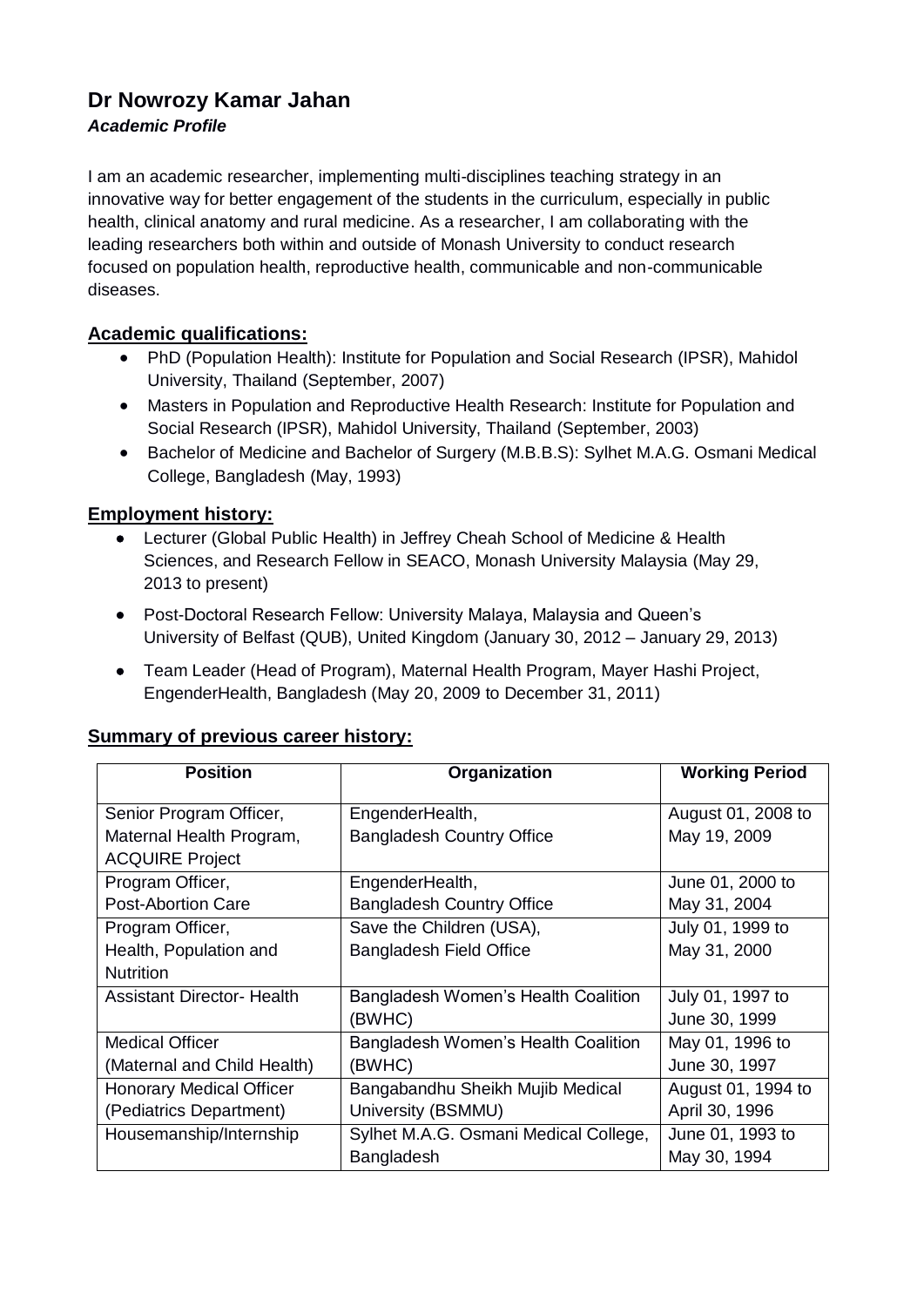# Dr Nowrozy Kamar Jahan

***Academic Profile***

I am an academic researcher, implementing multi-disciplines teaching strategy in an innovative way for better engagement of the students in the curriculum, especially in public health, clinical anatomy and rural medicine. As a researcher, I am collaborating with the leading researchers both within and outside of Monash University to conduct research focused on population health, reproductive health, communicable and non-communicable diseases.

## Academic qualifications:

- PhD (Population Health): Institute for Population and Social Research (IPSR), Mahidol University, Thailand (September, 2007)
- Masters in Population and Reproductive Health Research: Institute for Population and Social Research (IPSR), Mahidol University, Thailand (September, 2003)
- Bachelor of Medicine and Bachelor of Surgery (M.B.B.S): Sylhet M.A.G. Osmani Medical College, Bangladesh (May, 1993)

## Employment history:

- Lecturer (Global Public Health) in Jeffrey Cheah School of Medicine & Health Sciences, and Research Fellow in SEACO, Monash University Malaysia (May 29, 2013 to present)
- Post-Doctoral Research Fellow: University Malaya, Malaysia and Queen's University of Belfast (QUB), United Kingdom (January 30, 2012 – January 29, 2013)
- Team Leader (Head of Program), Maternal Health Program, Mayer Hashi Project, EngenderHealth, Bangladesh (May 20, 2009 to December 31, 2011)

## Summary of previous career history:

| Position | Organization | Working Period |
|---|---|---|
| Senior Program Officer, Maternal Health Program, ACQUIRE Project | EngenderHealth, Bangladesh Country Office | August 01, 2008 to May 19, 2009 |
| Program Officer, Post-Abortion Care | EngenderHealth, Bangladesh Country Office | June 01, 2000 to May 31, 2004 |
| Program Officer, Health, Population and Nutrition | Save the Children (USA), Bangladesh Field Office | July 01, 1999 to May 31, 2000 |
| Assistant Director- Health | Bangladesh Women's Health Coalition (BWHC) | July 01, 1997 to June 30, 1999 |
| Medical Officer (Maternal and Child Health) | Bangladesh Women's Health Coalition (BWHC) | May 01, 1996 to June 30, 1997 |
| Honorary Medical Officer (Pediatrics Department) | Bangabandhu Sheikh Mujib Medical University (BSMMU) | August 01, 1994 to April 30, 1996 |
| Housemanship/Internship | Sylhet M.A.G. Osmani Medical College, Bangladesh | June 01, 1993 to May 30, 1994 |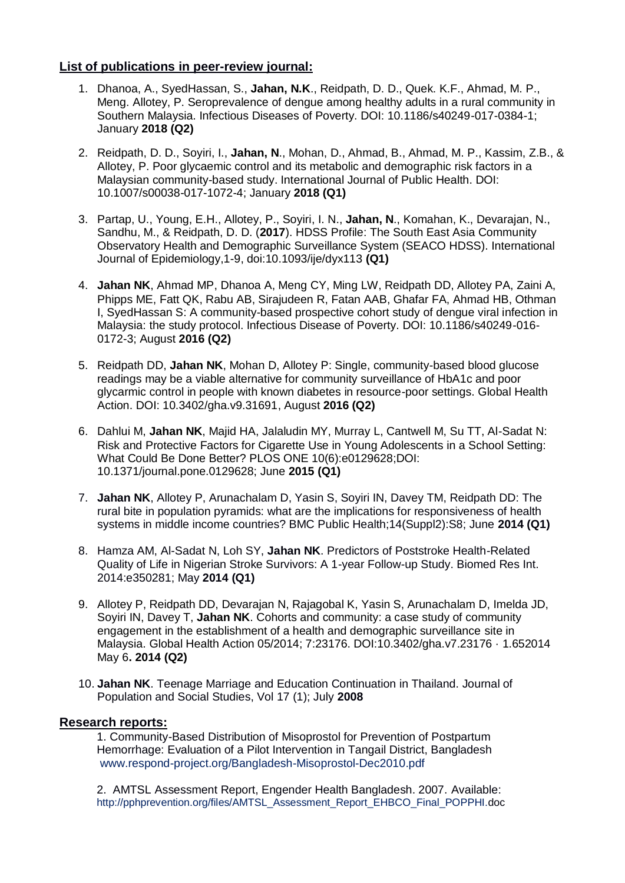## List of publications in peer-review journal:

1. Dhanoa, A., SyedHassan, S., **Jahan, N.K**., Reidpath, D. D., Quek. K.F., Ahmad, M. P., Meng. Allotey, P. Seroprevalence of dengue among healthy adults in a rural community in Southern Malaysia. Infectious Diseases of Poverty. DOI: 10.1186/s40249-017-0384-1; January **2018 (Q2)**

2. Reidpath, D. D., Soyiri, I., **Jahan, N**., Mohan, D., Ahmad, B., Ahmad, M. P., Kassim, Z.B., & Allotey, P. Poor glycaemic control and its metabolic and demographic risk factors in a Malaysian community-based study. International Journal of Public Health. DOI: 10.1007/s00038-017-1072-4; January **2018 (Q1)**

3. Partap, U., Young, E.H., Allotey, P., Soyiri, I. N., **Jahan, N**., Komahan, K., Devarajan, N., Sandhu, M., & Reidpath, D. D. (**2017**). HDSS Profile: The South East Asia Community Observatory Health and Demographic Surveillance System (SEACO HDSS). International Journal of Epidemiology,1-9, doi:10.1093/ije/dyx113 **(Q1)**

4. **Jahan NK**, Ahmad MP, Dhanoa A, Meng CY, Ming LW, Reidpath DD, Allotey PA, Zaini A, Phipps ME, Fatt QK, Rabu AB, Sirajudeen R, Fatan AAB, Ghafar FA, Ahmad HB, Othman I, SyedHassan S: A community-based prospective cohort study of dengue viral infection in Malaysia: the study protocol. Infectious Disease of Poverty. DOI: 10.1186/s40249-016-0172-3; August **2016 (Q2)**

5. Reidpath DD, **Jahan NK**, Mohan D, Allotey P: Single, community-based blood glucose readings may be a viable alternative for community surveillance of HbA1c and poor glycarmic control in people with known diabetes in resource-poor settings. Global Health Action. DOI: 10.3402/gha.v9.31691, August **2016 (Q2)**

6. Dahlui M, **Jahan NK**, Majid HA, Jalaludin MY, Murray L, Cantwell M, Su TT, Al-Sadat N: Risk and Protective Factors for Cigarette Use in Young Adolescents in a School Setting: What Could Be Done Better? PLOS ONE 10(6):e0129628;DOI: 10.1371/journal.pone.0129628; June **2015 (Q1)**

7. **Jahan NK**, Allotey P, Arunachalam D, Yasin S, Soyiri IN, Davey TM, Reidpath DD: The rural bite in population pyramids: what are the implications for responsiveness of health systems in middle income countries? BMC Public Health;14(Suppl2):S8; June **2014 (Q1)**

8. Hamza AM, Al-Sadat N, Loh SY, **Jahan NK**. Predictors of Poststroke Health-Related Quality of Life in Nigerian Stroke Survivors: A 1-year Follow-up Study. Biomed Res Int. 2014:e350281; May **2014 (Q1)**

9. Allotey P, Reidpath DD, Devarajan N, Rajagobal K, Yasin S, Arunachalam D, Imelda JD, Soyiri IN, Davey T, **Jahan NK**. Cohorts and community: a case study of community engagement in the establishment of a health and demographic surveillance site in Malaysia. Global Health Action 05/2014; 7:23176. DOI:10.3402/gha.v7.23176 · 1.652014 May 6**. 2014 (Q2)**

10. **Jahan NK**. Teenage Marriage and Education Continuation in Thailand. Journal of Population and Social Studies, Vol 17 (1); July **2008**

## Research reports:

1. Community-Based Distribution of Misoprostol for Prevention of Postpartum Hemorrhage: Evaluation of a Pilot Intervention in Tangail District, Bangladesh www.respond-project.org/Bangladesh-Misoprostol-Dec2010.pdf

2. AMTSL Assessment Report, Engender Health Bangladesh. 2007. Available: http://pphprevention.org/files/AMTSL_Assessment_Report_EHBCO_Final_POPPHI.doc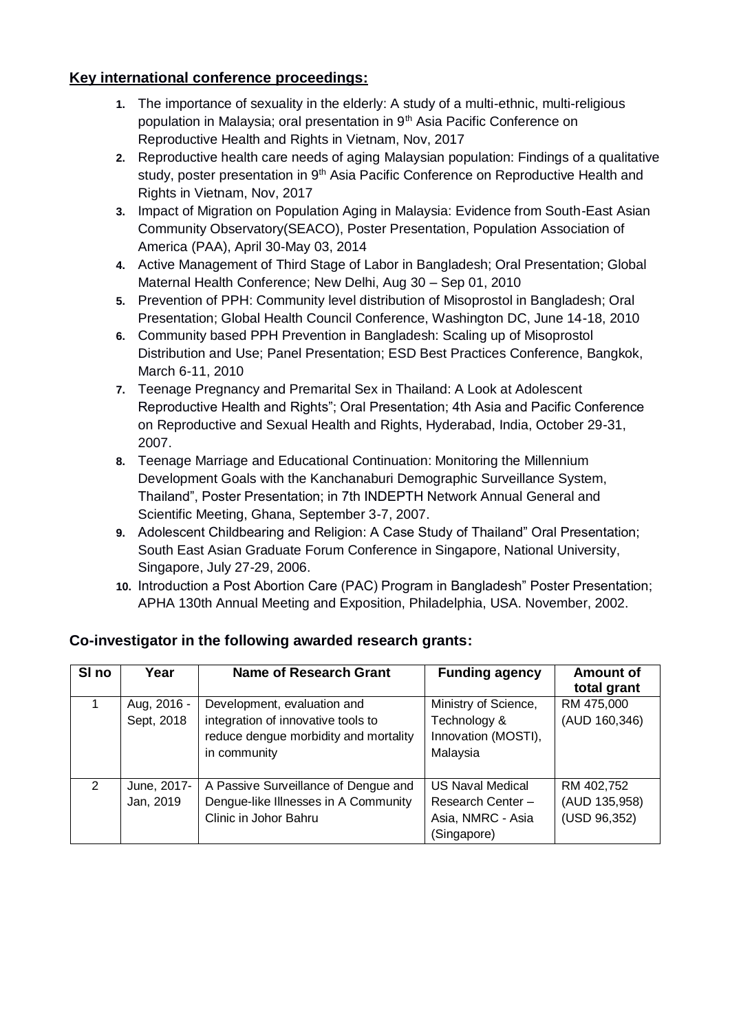## Key international conference proceedings:

1. The importance of sexuality in the elderly: A study of a multi-ethnic, multi-religious population in Malaysia; oral presentation in 9th Asia Pacific Conference on Reproductive Health and Rights in Vietnam, Nov, 2017
2. Reproductive health care needs of aging Malaysian population: Findings of a qualitative study, poster presentation in 9th Asia Pacific Conference on Reproductive Health and Rights in Vietnam, Nov, 2017
3. Impact of Migration on Population Aging in Malaysia: Evidence from South-East Asian Community Observatory(SEACO), Poster Presentation, Population Association of America (PAA), April 30-May 03, 2014
4. Active Management of Third Stage of Labor in Bangladesh; Oral Presentation; Global Maternal Health Conference; New Delhi, Aug 30 – Sep 01, 2010
5. Prevention of PPH: Community level distribution of Misoprostol in Bangladesh; Oral Presentation; Global Health Council Conference, Washington DC, June 14-18, 2010
6. Community based PPH Prevention in Bangladesh: Scaling up of Misoprostol Distribution and Use; Panel Presentation; ESD Best Practices Conference, Bangkok, March 6-11, 2010
7. Teenage Pregnancy and Premarital Sex in Thailand: A Look at Adolescent Reproductive Health and Rights"; Oral Presentation; 4th Asia and Pacific Conference on Reproductive and Sexual Health and Rights, Hyderabad, India, October 29-31, 2007.
8. Teenage Marriage and Educational Continuation: Monitoring the Millennium Development Goals with the Kanchanaburi Demographic Surveillance System, Thailand", Poster Presentation; in 7th INDEPTH Network Annual General and Scientific Meeting, Ghana, September 3-7, 2007.
9. Adolescent Childbearing and Religion: A Case Study of Thailand" Oral Presentation; South East Asian Graduate Forum Conference in Singapore, National University, Singapore, July 27-29, 2006.
10. Introduction a Post Abortion Care (PAC) Program in Bangladesh" Poster Presentation; APHA 130th Annual Meeting and Exposition, Philadelphia, USA. November, 2002.

## Co-investigator in the following awarded research grants:

| Sl no | Year | Name of Research Grant | Funding agency | Amount of total grant |
|---|---|---|---|---|
| 1 | Aug, 2016 - Sept, 2018 | Development, evaluation and integration of innovative tools to reduce dengue morbidity and mortality in community | Ministry of Science, Technology & Innovation (MOSTI), Malaysia | RM 475,000 (AUD 160,346) |
| 2 | June, 2017- Jan, 2019 | A Passive Surveillance of Dengue and Dengue-like Illnesses in A Community Clinic in Johor Bahru | US Naval Medical Research Center – Asia, NMRC - Asia (Singapore) | RM 402,752 (AUD 135,958) (USD 96,352) |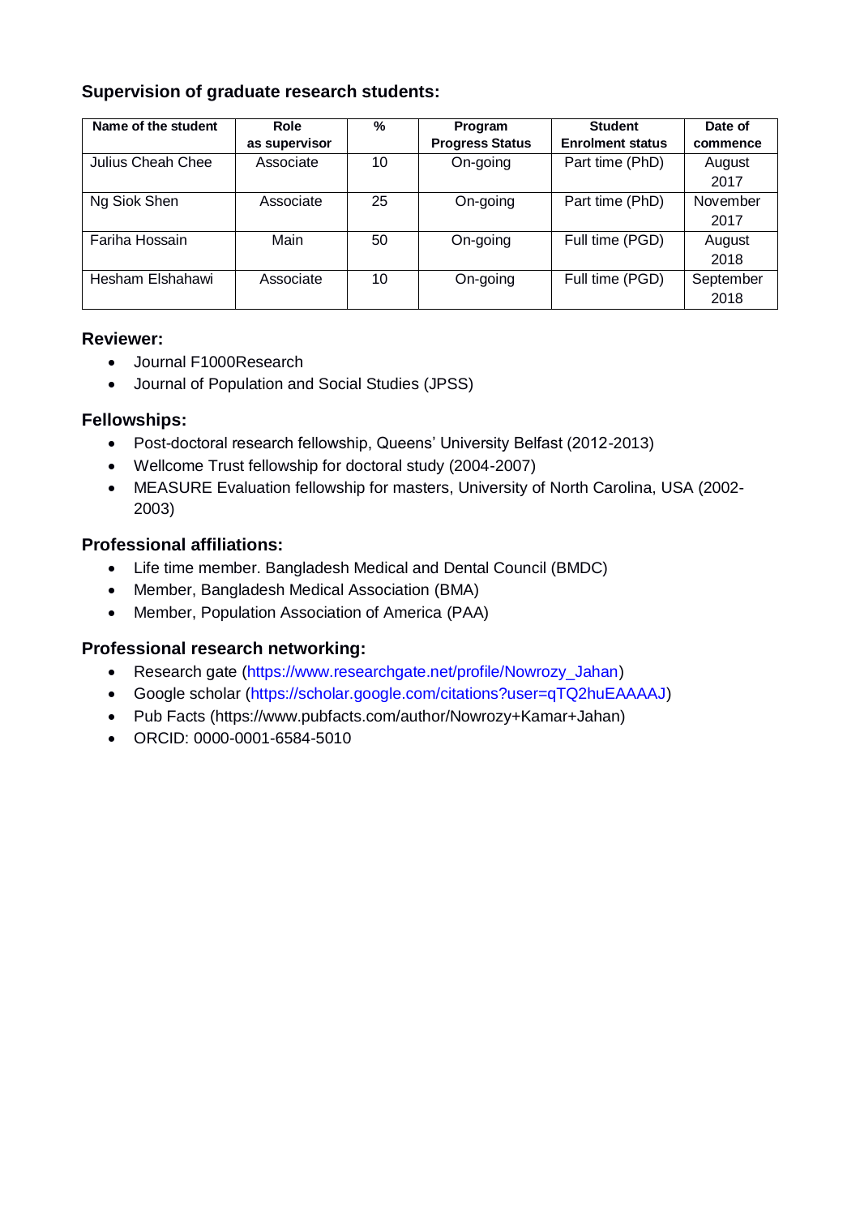## Supervision of graduate research students:

| Name of the student | Role as supervisor | % | Program Progress Status | Student Enrolment status | Date of commence |
|---|---|---|---|---|---|
| Julius Cheah Chee | Associate | 10 | On-going | Part time (PhD) | August 2017 |
| Ng Siok Shen | Associate | 25 | On-going | Part time (PhD) | November 2017 |
| Fariha Hossain | Main | 50 | On-going | Full time (PGD) | August 2018 |
| Hesham Elshahawi | Associate | 10 | On-going | Full time (PGD) | September 2018 |

## Reviewer:

- Journal F1000Research
- Journal of Population and Social Studies (JPSS)

## Fellowships:

- Post-doctoral research fellowship, Queens' University Belfast (2012-2013)
- Wellcome Trust fellowship for doctoral study (2004-2007)
- MEASURE Evaluation fellowship for masters, University of North Carolina, USA (2002-2003)

## Professional affiliations:

- Life time member. Bangladesh Medical and Dental Council (BMDC)
- Member, Bangladesh Medical Association (BMA)
- Member, Population Association of America (PAA)

## Professional research networking:

- Research gate (https://www.researchgate.net/profile/Nowrozy_Jahan)
- Google scholar (https://scholar.google.com/citations?user=qTQ2huEAAAAJ)
- Pub Facts (https://www.pubfacts.com/author/Nowrozy+Kamar+Jahan)
- ORCID: 0000-0001-6584-5010